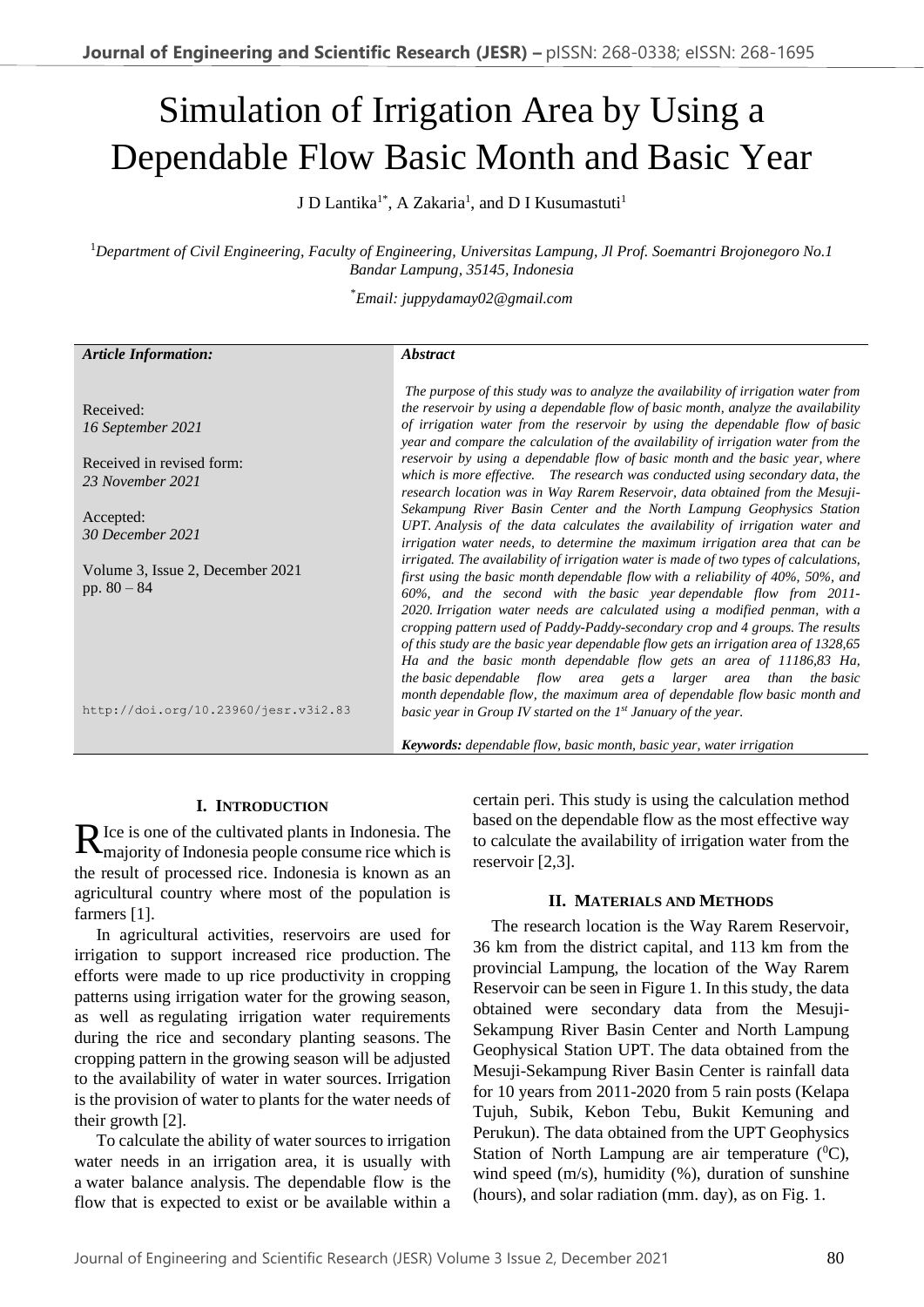# Simulation of Irrigation Area by Using a Dependable Flow Basic Month and Basic Year

J D Lantika[1*], A Zakaria[1], and D I Kusumastuti[1]

[1]*Department of Civil Engineering, Faculty of Engineering, Universitas Lampung, Jl Prof. Soemantri Brojonegoro No.1 Bandar Lampung, 35145, Indonesia*

[*]*Email: juppydamay02@gmail.com*

| *Article Information:* | *Abstract* |
|---|---|
| Received: *16 September 2021*<br><br>Received in revised form: *23 November 2021*<br><br>Accepted: *30 December 2021*<br><br>Volume 3, Issue 2, December 2021 pp. 80 – 84<br><br>http://doi.org/10.23960/jesr.v3i2.83 | *The purpose of this study was to analyze the availability of irrigation water from the reservoir by using a dependable flow of basic month, analyze the availability of irrigation water from the reservoir by using the dependable flow of basic year and compare the calculation of the availability of irrigation water from the reservoir by using a dependable flow of basic month and the basic year, where which is more effective. The research was conducted using secondary data, the research location was in Way Rarem Reservoir, data obtained from the Mesuji-Sekampung River Basin Center and the North Lampung Geophysics Station UPT. Analysis of the data calculates the availability of irrigation water and irrigation water needs, to determine the maximum irrigation area that can be irrigated. The availability of irrigation water is made of two types of calculations, first using the basic month dependable flow with a reliability of 40%, 50%, and 60%, and the second with the basic year dependable flow from 2011-2020. Irrigation water needs are calculated using a modified penman, with a cropping pattern used of Paddy-Paddy-secondary crop and 4 groups. The results of this study are the basic year dependable flow gets an irrigation area of 1328,65 Ha and the basic month dependable flow gets an area of 11186,83 Ha, the basic dependable flow area gets a larger area than the basic month dependable flow, the maximum area of dependable flow basic month and basic year in Group IV started on the 1st January of the year.*<br><br>***Keywords:*** *dependable flow, basic month, basic year, water irrigation* |

## I. Introduction

Rice is one of the cultivated plants in Indonesia. The majority of Indonesia people consume rice which is the result of processed rice. Indonesia is known as an agricultural country where most of the population is farmers [1].

In agricultural activities, reservoirs are used for irrigation to support increased rice production. The efforts were made to up rice productivity in cropping patterns using irrigation water for the growing season, as well as regulating irrigation water requirements during the rice and secondary planting seasons. The cropping pattern in the growing season will be adjusted to the availability of water in water sources. Irrigation is the provision of water to plants for the water needs of their growth [2].

To calculate the ability of water sources to irrigation water needs in an irrigation area, it is usually with a water balance analysis. The dependable flow is the flow that is expected to exist or be available within a certain peri. This study is using the calculation method based on the dependable flow as the most effective way to calculate the availability of irrigation water from the reservoir [2,3].

## II. Materials and Methods

The research location is the Way Rarem Reservoir, 36 km from the district capital, and 113 km from the provincial Lampung, the location of the Way Rarem Reservoir can be seen in Figure 1. In this study, the data obtained were secondary data from the Mesuji-Sekampung River Basin Center and North Lampung Geophysical Station UPT. The data obtained from the Mesuji-Sekampung River Basin Center is rainfall data for 10 years from 2011-2020 from 5 rain posts (Kelapa Tujuh, Subik, Kebon Tebu, Bukit Kemuning and Perukun). The data obtained from the UPT Geophysics Station of North Lampung are air temperature ($^0$C), wind speed (m/s), humidity (%), duration of sunshine (hours), and solar radiation (mm. day), as on Fig. 1.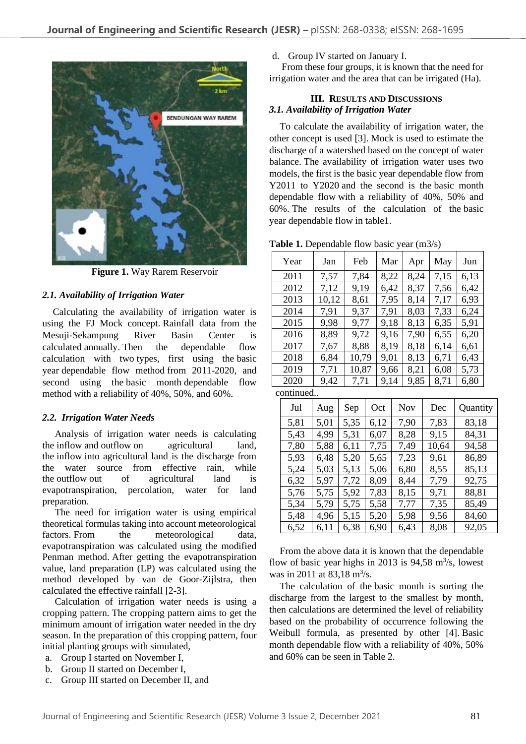Figure 1. Way Rarem Reservoir

### 2.1. Availability of Irrigation Water

Calculating the availability of irrigation water is using the FJ Mock concept. Rainfall data from the Mesuji-Sekampung River Basin Center is calculated annually. Then the dependable flow calculation with two types, first using the basic year dependable flow method from 2011-2020, and second using the basic month dependable flow method with a reliability of 40%, 50%, and 60%.

### 2.2. Irrigation Water Needs

Analysis of irrigation water needs is calculating the inflow and outflow on agricultural land, the inflow into agricultural land is the discharge from the water source from effective rain, while the outflow out of agricultural land is evapotranspiration, percolation, water for land preparation.

The need for irrigation water is using empirical theoretical formulas taking into account meteorological factors. From the meteorological data, evapotranspiration was calculated using the modified Penman method. After getting the evapotranspiration value, land preparation (LP) was calculated using the method developed by van de Goor-Zijlstra, then calculated the effective rainfall [2-3].

Calculation of irrigation water needs is using a cropping pattern. The cropping pattern aims to get the minimum amount of irrigation water needed in the dry season. In the preparation of this cropping pattern, four initial planting groups with simulated,

a. Group I started on November I,
b. Group II started on December I,
c. Group III started on December II, and
d. Group IV started on January I.

From these four groups, it is known that the need for irrigation water and the area that can be irrigated (Ha).

## III. Results and Discussions

### 3.1. Availability of Irrigation Water

To calculate the availability of irrigation water, the other concept is used [3]. Mock is used to estimate the discharge of a watershed based on the concept of water balance. The availability of irrigation water uses two models, the first is the basic year dependable flow from Y2011 to Y2020 and the second is the basic month dependable flow with a reliability of 40%, 50% and 60%. The results of the calculation of the basic year dependable flow in table1.

**Table 1.** Dependable flow basic year (m3/s)

| Year | Jan | Feb | Mar | Apr | May | Jun | Jul | Aug | Sep | Oct | Nov | Dec | Quantity |
|---|---|---|---|---|---|---|---|---|---|---|---|---|---|
| 2011 | 7,57 | 7,84 | 8,22 | 8,24 | 7,15 | 6,13 | 5,81 | 5,01 | 5,35 | 6,12 | 7,90 | 7,83 | 83,18 |
| 2012 | 7,12 | 9,19 | 6,42 | 8,37 | 7,56 | 6,42 | 5,43 | 4,99 | 5,31 | 6,07 | 8,28 | 9,15 | 84,31 |
| 2013 | 10,12 | 8,61 | 7,95 | 8,14 | 7,17 | 6,93 | 7,80 | 5,88 | 6,11 | 7,75 | 7,49 | 10,64 | 94,58 |
| 2014 | 7,91 | 9,37 | 7,91 | 8,03 | 7,33 | 6,24 | 5,93 | 6,48 | 5,20 | 5,65 | 7,23 | 9,61 | 86,89 |
| 2015 | 9,98 | 9,77 | 9,18 | 8,13 | 6,35 | 5,91 | 5,24 | 5,03 | 5,13 | 5,06 | 6,80 | 8,55 | 85,13 |
| 2016 | 8,89 | 9,72 | 9,16 | 7,90 | 6,55 | 6,20 | 6,32 | 5,97 | 7,72 | 8,09 | 8,44 | 7,79 | 92,75 |
| 2017 | 7,67 | 8,88 | 8,19 | 8,18 | 6,14 | 6,61 | 5,76 | 5,75 | 5,92 | 7,83 | 8,15 | 9,71 | 88,81 |
| 2018 | 6,84 | 10,79 | 9,01 | 8,13 | 6,71 | 6,43 | 5,34 | 5,79 | 5,75 | 5,58 | 7,77 | 7,35 | 85,49 |
| 2019 | 7,71 | 10,87 | 9,66 | 8,21 | 6,08 | 5,73 | 5,48 | 4,96 | 5,15 | 5,20 | 5,98 | 9,56 | 84,60 |
| 2020 | 9,42 | 7,71 | 9,14 | 9,85 | 8,71 | 6,80 | 6,52 | 6,11 | 6,38 | 6,90 | 6,43 | 8,08 | 92,05 |

From the above data it is known that the dependable flow of basic year highs in 2013 is 94,58 $m^3/s$, lowest was in 2011 at 83,18 $m^3/s$.

The calculation of the basic month is sorting the discharge from the largest to the smallest by month, then calculations are determined the level of reliability based on the probability of occurrence following the Weibull formula, as presented by other [4]. Basic month dependable flow with a reliability of 40%, 50% and 60% can be seen in Table 2.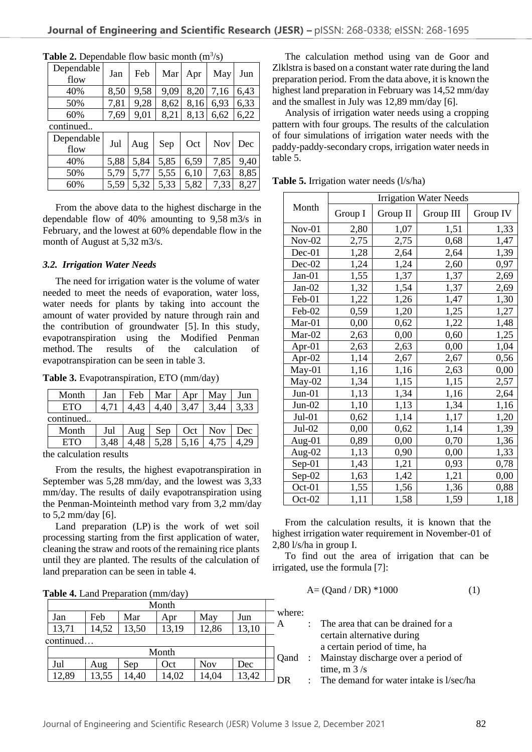**Table 2.** Dependable flow basic month ($m^3/s$)

| Dependable flow | Jan | Feb | Mar | Apr | May | Jun | Jul | Aug | Sep | Oct | Nov | Dec |
|---|---|---|---|---|---|---|---|---|---|---|---|---|
| 40% | 8,50 | 9,58 | 9,09 | 8,20 | 7,16 | 6,43 | 5,88 | 5,84 | 5,85 | 6,59 | 7,85 | 9,40 |
| 50% | 7,81 | 9,28 | 8,62 | 8,16 | 6,93 | 6,33 | 5,79 | 5,77 | 5,55 | 6,10 | 7,63 | 8,85 |
| 60% | 7,69 | 9,01 | 8,21 | 8,13 | 6,62 | 6,22 | 5,59 | 5,32 | 5,33 | 5,82 | 7,33 | 8,27 |

From the above data to the highest discharge in the dependable flow of 40% amounting to 9,58 m3/s in February, and the lowest at 60% dependable flow in the month of August at 5,32 m3/s.

### 3.2. Irrigation Water Needs

The need for irrigation water is the volume of water needed to meet the needs of evaporation, water loss, water needs for plants by taking into account the amount of water provided by nature through rain and the contribution of groundwater [5]. In this study, evapotranspiration using the Modified Penman method. The results of the calculation of evapotranspiration can be seen in table 3.

**Table 3.** Evapotranspiration, ETO (mm/day)

| Month | Jan | Feb | Mar | Apr | May | Jun | Jul | Aug | Sep | Oct | Nov | Dec |
|---|---|---|---|---|---|---|---|---|---|---|---|---|
| ETO | 4,71 | 4,43 | 4,40 | 3,47 | 3,44 | 3,33 | 3,48 | 4,48 | 5,28 | 5,16 | 4,75 | 4,29 |

the calculation results

From the results, the highest evapotranspiration in September was 5,28 mm/day, and the lowest was 3,33 mm/day. The results of daily evapotranspiration using the Penman-Mointeinth method vary from 3,2 mm/day to 5,2 mm/day [6].

Land preparation (LP) is the work of wet soil processing starting from the first application of water, cleaning the straw and roots of the remaining rice plants until they are planted. The results of the calculation of land preparation can be seen in table 4.

**Table 4.** Land Preparation (mm/day)

| Month | | | | | | | | | | | |
|---|---|---|---|---|---|---|---|---|---|---|---|
| Jan | Feb | Mar | Apr | May | Jun | Jul | Aug | Sep | Oct | Nov | Dec |
| 13,71 | 14,52 | 13,50 | 13,19 | 12,86 | 13,10 | 12,89 | 13,55 | 14,40 | 14,02 | 14,04 | 13,42 |

The calculation method using van de Goor and Zlklstra is based on a constant water rate during the land preparation period. From the data above, it is known the highest land preparation in February was 14,52 mm/day and the smallest in July was 12,89 mm/day [6].

Analysis of irrigation water needs using a cropping pattern with four groups. The results of the calculation of four simulations of irrigation water needs with the paddy-paddy-secondary crops, irrigation water needs in table 5.

**Table 5.** Irrigation water needs (l/s/ha)

| Month | Irrigation Water Needs | | | |
|---|---|---|---|---|
| | Group I | Group II | Group III | Group IV |
| Nov-01 | 2,80 | 1,07 | 1,51 | 1,33 |
| Nov-02 | 2,75 | 2,75 | 0,68 | 1,47 |
| Dec-01 | 1,28 | 2,64 | 2,64 | 1,39 |
| Dec-02 | 1,24 | 1,24 | 2,60 | 0,97 |
| Jan-01 | 1,55 | 1,37 | 1,37 | 2,69 |
| Jan-02 | 1,32 | 1,54 | 1,37 | 2,69 |
| Feb-01 | 1,22 | 1,26 | 1,47 | 1,30 |
| Feb-02 | 0,59 | 1,20 | 1,25 | 1,27 |
| Mar-01 | 0,00 | 0,62 | 1,22 | 1,48 |
| Mar-02 | 2,63 | 0,00 | 0,60 | 1,25 |
| Apr-01 | 2,63 | 2,63 | 0,00 | 1,04 |
| Apr-02 | 1,14 | 2,67 | 2,67 | 0,56 |
| May-01 | 1,16 | 1,16 | 2,63 | 0,00 |
| May-02 | 1,34 | 1,15 | 1,15 | 2,57 |
| Jun-01 | 1,13 | 1,34 | 1,16 | 2,64 |
| Jun-02 | 1,10 | 1,13 | 1,34 | 1,16 |
| Jul-01 | 0,62 | 1,14 | 1,17 | 1,20 |
| Jul-02 | 0,00 | 0,62 | 1,14 | 1,39 |
| Aug-01 | 0,89 | 0,00 | 0,70 | 1,36 |
| Aug-02 | 1,13 | 0,90 | 0,00 | 1,33 |
| Sep-01 | 1,43 | 1,21 | 0,93 | 0,78 |
| Sep-02 | 1,63 | 1,42 | 1,21 | 0,00 |
| Oct-01 | 1,55 | 1,56 | 1,36 | 0,88 |
| Oct-02 | 1,11 | 1,58 | 1,59 | 1,18 |

From the calculation results, it is known that the highest irrigation water requirement in November-01 of 2,80 l/s/ha in group I.

To find out the area of irrigation that can be irrigated, use the formula [7]:

$$A = (Qand / DR) * 1000 \quad (1)$$

where:

- A : The area that can be drained for a certain alternative during a certain period of time, ha
- Qand : Mainstay discharge over a period of time, m 3 /s
- DR : The demand for water intake is l/sec/ha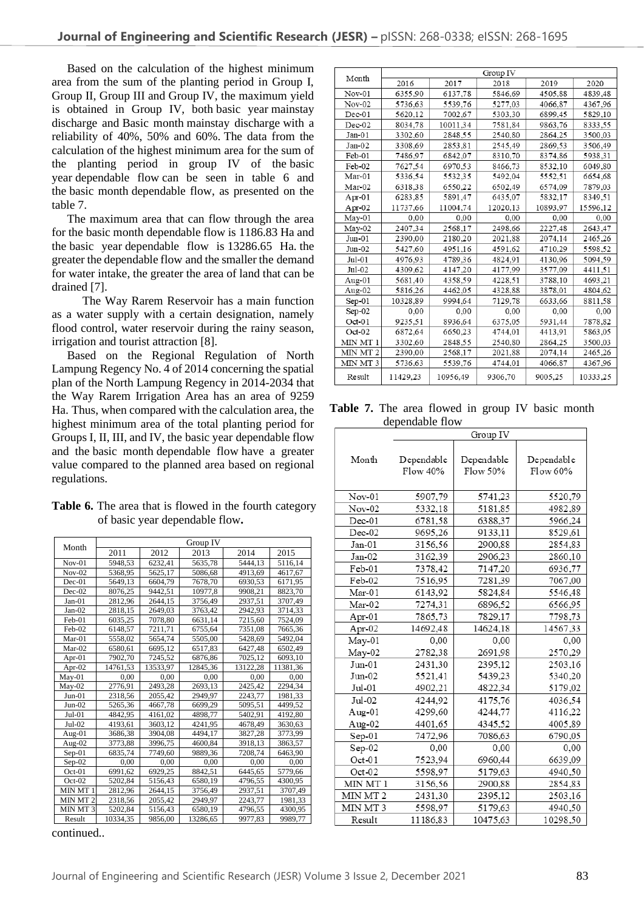Based on the calculation of the highest minimum area from the sum of the planting period in Group I, Group II, Group III and Group IV, the maximum yield is obtained in Group IV, both basic year mainstay discharge and Basic month mainstay discharge with a reliability of 40%, 50% and 60%. The data from the calculation of the highest minimum area for the sum of the planting period in group IV of the basic year dependable flow can be seen in table 6 and the basic month dependable flow, as presented on the table 7.

The maximum area that can flow through the area for the basic month dependable flow is 1186.83 Ha and the basic year dependable flow is 13286.65 Ha. the greater the dependable flow and the smaller the demand for water intake, the greater the area of land that can be drained [7].

The Way Rarem Reservoir has a main function as a water supply with a certain designation, namely flood control, water reservoir during the rainy season, irrigation and tourist attraction [8].

Based on the Regional Regulation of North Lampung Regency No. 4 of 2014 concerning the spatial plan of the North Lampung Regency in 2014-2034 that the Way Rarem Irrigation Area has an area of 9259 Ha. Thus, when compared with the calculation area, the highest minimum area of the total planting period for Groups I, II, III, and IV, the basic year dependable flow and the basic month dependable flow have a greater value compared to the planned area based on regional regulations.

**Table 6.** The area that is flowed in the fourth category of basic year dependable flow**.**

| Month | Group IV | | | | | | | | | |
|---|---|---|---|---|---|---|---|---|---|---|
| | 2011 | 2012 | 2013 | 2014 | 2015 | 2016 | 2017 | 2018 | 2019 | 2020 |
| Nov-01 | 5948,53 | 6232,41 | 5635,78 | 5444,13 | 5116,14 | 6355,90 | 6137,78 | 5846,69 | 4505,88 | 4839,48 |
| Nov-02 | 5368,95 | 5625,17 | 5086,68 | 4913,69 | 4617,67 | 5736,63 | 5539,76 | 5277,03 | 4066,87 | 4367,96 |
| Dec-01 | 5649,13 | 6604,79 | 7678,70 | 6930,53 | 6171,95 | 5620,12 | 7002,67 | 5303,30 | 6899,45 | 5829,10 |
| Dec-02 | 8076,25 | 9442,51 | 10977,8 | 9908,21 | 8823,70 | 8034,78 | 10011,34 | 7581,84 | 9863,76 | 8333,55 |
| Jan-01 | 2812,96 | 2644,15 | 3756,49 | 2937,51 | 3707,49 | 3302,60 | 2848,55 | 2540,80 | 2864,25 | 3500,03 |
| Jan-02 | 2818,15 | 2649,03 | 3763,42 | 2942,93 | 3714,33 | 3308,69 | 2853,81 | 2545,49 | 2869,53 | 3506,49 |
| Feb-01 | 6035,25 | 7078,80 | 6631,14 | 7215,60 | 7524,09 | 7486,97 | 6842,07 | 8310,70 | 8374,86 | 5938,31 |
| Feb-02 | 6148,57 | 7211,71 | 6755,64 | 7351,08 | 7665,36 | 7627,54 | 6970,53 | 8466,73 | 8532,10 | 6049,80 |
| Mar-01 | 5558,02 | 5654,74 | 5505,00 | 5428,69 | 5492,04 | 5336,54 | 5532,35 | 5492,04 | 5552,51 | 6654,68 |
| Mar-02 | 6580,61 | 6695,12 | 6517,83 | 6427,48 | 6502,49 | 6318,38 | 6550,22 | 6502,49 | 6574,09 | 7879,03 |
| Apr-01 | 7902,70 | 7245,52 | 6876,86 | 7025,12 | 6093,10 | 6283,85 | 5891,47 | 6435,07 | 5832,17 | 8349,51 |
| Apr-02 | 14761,53 | 13533,97 | 12845,36 | 13122,28 | 11381,36 | 11737,66 | 11004,74 | 12020,13 | 10893,97 | 15596,12 |
| May-01 | 0,00 | 0,00 | 0,00 | 0,00 | 0,00 | 0,00 | 0,00 | 0,00 | 0,00 | 0,00 |
| May-02 | 2776,91 | 2493,28 | 2693,13 | 2425,42 | 2294,34 | 2407,34 | 2568,17 | 2498,66 | 2227,48 | 2643,47 |
| Jun-01 | 2318,56 | 2055,42 | 2949,97 | 2243,77 | 1981,33 | 2390,00 | 2180,20 | 2021,88 | 2074,14 | 2465,26 |
| Jun-02 | 5265,36 | 4667,78 | 6699,29 | 5095,51 | 4499,52 | 5427,60 | 4951,16 | 4591,62 | 4710,29 | 5598,52 |
| Jul-01 | 4842,95 | 4161,02 | 4898,77 | 5402,91 | 4192,80 | 4976,93 | 4789,36 | 4824,91 | 4130,96 | 5094,59 |
| Jul-02 | 4193,61 | 3603,12 | 4241,95 | 4678,49 | 3630,63 | 4309,62 | 4147,20 | 4177,99 | 3577,09 | 4411,51 |
| Aug-01 | 3686,38 | 3904,08 | 4494,17 | 3827,28 | 3773,99 | 5681,40 | 4358,59 | 4228,51 | 3788,10 | 4693,21 |
| Aug-02 | 3773,88 | 3996,75 | 4600,84 | 3918,13 | 3863,57 | 5816,26 | 4462,05 | 4328,88 | 3878,01 | 4804,62 |
| Sep-01 | 6835,74 | 7749,60 | 9889,36 | 7208,74 | 6463,90 | 10328,89 | 9994,64 | 7129,78 | 6633,66 | 8811,58 |
| Sep-02 | 0,00 | 0,00 | 0,00 | 0,00 | 0,00 | 0,00 | 0,00 | 0,00 | 0,00 | 0,00 |
| Oct-01 | 6991,62 | 6929,25 | 8842,51 | 6445,65 | 5779,66 | 9235,51 | 8936,64 | 6375,05 | 5931,44 | 7878,82 |
| Oct-02 | 5202,84 | 5156,43 | 6580,19 | 4796,55 | 4300,95 | 6872,64 | 6650,23 | 4744,01 | 4413,91 | 5863,05 |
| MIN MT 1 | 2812,96 | 2644,15 | 3756,49 | 2937,51 | 3707,49 | 3302,60 | 2848,55 | 2540,80 | 2864,25 | 3500,03 |
| MIN MT 2 | 2318,56 | 2055,42 | 2949,97 | 2243,77 | 1981,33 | 2390,00 | 2568,17 | 2021,88 | 2074,14 | 2465,26 |
| MIN MT 3 | 5202,84 | 5156,43 | 6580,19 | 4796,55 | 4300,95 | 5736,63 | 5539,76 | 4744,01 | 4066,87 | 4367,96 |
| Result | 10334,35 | 9856,00 | 13286,65 | 9977,83 | 9989,77 | 11429,23 | 10956,49 | 9306,70 | 9005,25 | 10333,25 |

continued..

**Table 7.** The area flowed in group IV basic month dependable flow

| Month | Group IV | | |
|---|---|---|---|
| | Dependable Flow 40% | Dependable Flow 50% | Dependable Flow 60% |
| Nov-01 | 5907,79 | 5741,23 | 5520,79 |
| Nov-02 | 5332,18 | 5181,85 | 4982,89 |
| Dec-01 | 6781,58 | 6388,37 | 5966,24 |
| Dec-02 | 9695,26 | 9133,11 | 8529,61 |
| Jan-01 | 3156,56 | 2900,88 | 2854,83 |
| Jan-02 | 3162,39 | 2906,23 | 2860,10 |
| Feb-01 | 7378,42 | 7147,20 | 6936,77 |
| Feb-02 | 7516,95 | 7281,39 | 7067,00 |
| Mar-01 | 6143,92 | 5824,84 | 5546,48 |
| Mar-02 | 7274,31 | 6896,52 | 6566,95 |
| Apr-01 | 7865,73 | 7829,17 | 7798,73 |
| Apr-02 | 14692,48 | 14624,18 | 14567,33 |
| May-01 | 0,00 | 0,00 | 0,00 |
| May-02 | 2782,38 | 2691,98 | 2570,29 |
| Jun-01 | 2431,30 | 2395,12 | 2503,16 |
| Jun-02 | 5521,41 | 5439,23 | 5340,20 |
| Jul-01 | 4902,21 | 4822,34 | 5179,02 |
| Jul-02 | 4244,92 | 4175,76 | 4036,54 |
| Aug-01 | 4299,60 | 4244,77 | 4116,22 |
| Aug-02 | 4401,65 | 4345,52 | 4005,89 |
| Sep-01 | 7472,96 | 7086,63 | 6790,05 |
| Sep-02 | 0,00 | 0,00 | 0,00 |
| Oct-01 | 7523,94 | 6960,44 | 6639,09 |
| Oct-02 | 5598,97 | 5179,63 | 4940,50 |
| MIN MT 1 | 3156,56 | 2900,88 | 2854,83 |
| MIN MT 2 | 2431,30 | 2395,12 | 2503,16 |
| MIN MT 3 | 5598,97 | 5179,63 | 4940,50 |
| Result | 11186,83 | 10475,63 | 10298,50 |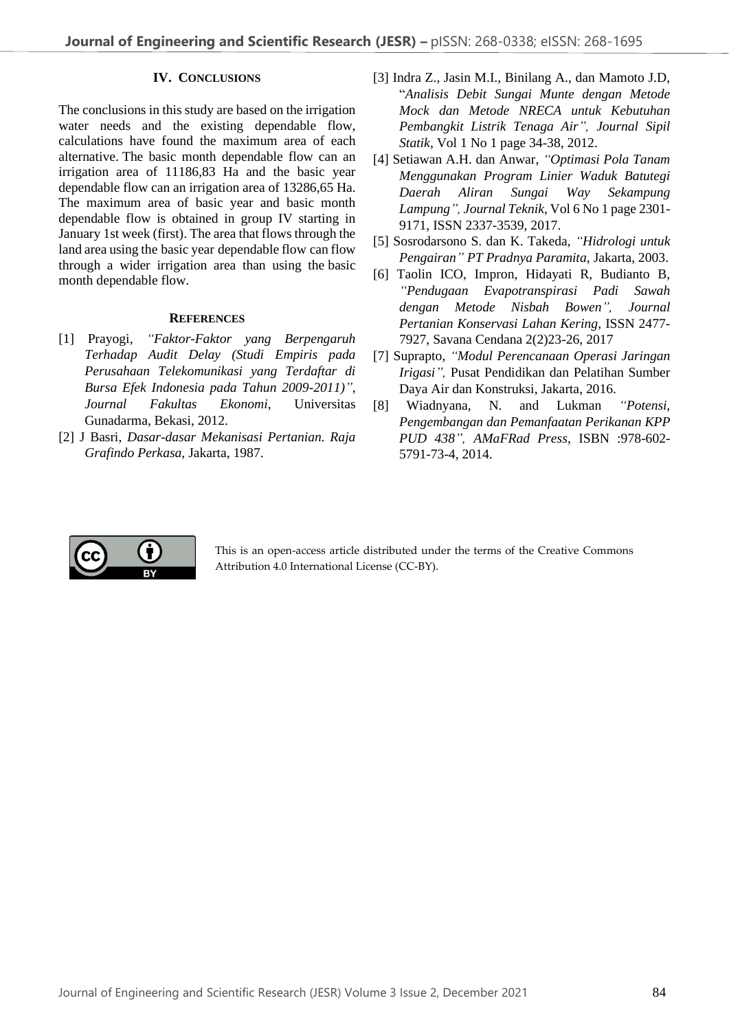## IV. CONCLUSIONS

The conclusions in this study are based on the irrigation water needs and the existing dependable flow, calculations have found the maximum area of each alternative. The basic month dependable flow can an irrigation area of 11186,83 Ha and the basic year dependable flow can an irrigation area of 13286,65 Ha. The maximum area of basic year and basic month dependable flow is obtained in group IV starting in January 1st week (first). The area that flows through the land area using the basic year dependable flow can flow through a wider irrigation area than using the basic month dependable flow.

## REFERENCES

[1] Prayogi, *"Faktor-Faktor yang Berpengaruh Terhadap Audit Delay (Studi Empiris pada Perusahaan Telekomunikasi yang Terdaftar di Bursa Efek Indonesia pada Tahun 2009-2011)"*, *Journal Fakultas Ekonomi*, Universitas Gunadarma, Bekasi, 2012.

[2] J Basri, *Dasar-dasar Mekanisasi Pertanian. Raja Grafindo Perkasa*, Jakarta, 1987.

[3] Indra Z., Jasin M.I., Binilang A., dan Mamoto J.D, "*Analisis Debit Sungai Munte dengan Metode Mock dan Metode NRECA untuk Kebutuhan Pembangkit Listrik Tenaga Air", Journal Sipil Statik*, Vol 1 No 1 page 34-38, 2012.

[4] Setiawan A.H. dan Anwar, *"Optimasi Pola Tanam Menggunakan Program Linier Waduk Batutegi Daerah Aliran Sungai Way Sekampung Lampung", Journal Teknik*, Vol 6 No 1 page 2301-9171, ISSN 2337-3539, 2017.

[5] Sosrodarsono S. dan K. Takeda, *"Hidrologi untuk Pengairan" PT Pradnya Paramita*, Jakarta, 2003.

[6] Taolin ICO, Impron, Hidayati R, Budianto B, *"Pendugaan Evapotranspirasi Padi Sawah dengan Metode Nisbah Bowen", Journal Pertanian Konservasi Lahan Kering*, ISSN 2477-7927, Savana Cendana 2(2)23-26, 2017

[7] Suprapto, *"Modul Perencanaan Operasi Jaringan Irigasi",* Pusat Pendidikan dan Pelatihan Sumber Daya Air dan Konstruksi, Jakarta, 2016.

[8] Wiadnyana, N. and Lukman *"Potensi, Pengembangan dan Pemanfaatan Perikanan KPP PUD 438", AMaFRad Press*, ISBN :978-602-5791-73-4, 2014.

This is an open-access article distributed under the terms of the Creative Commons Attribution 4.0 International License (CC-BY).